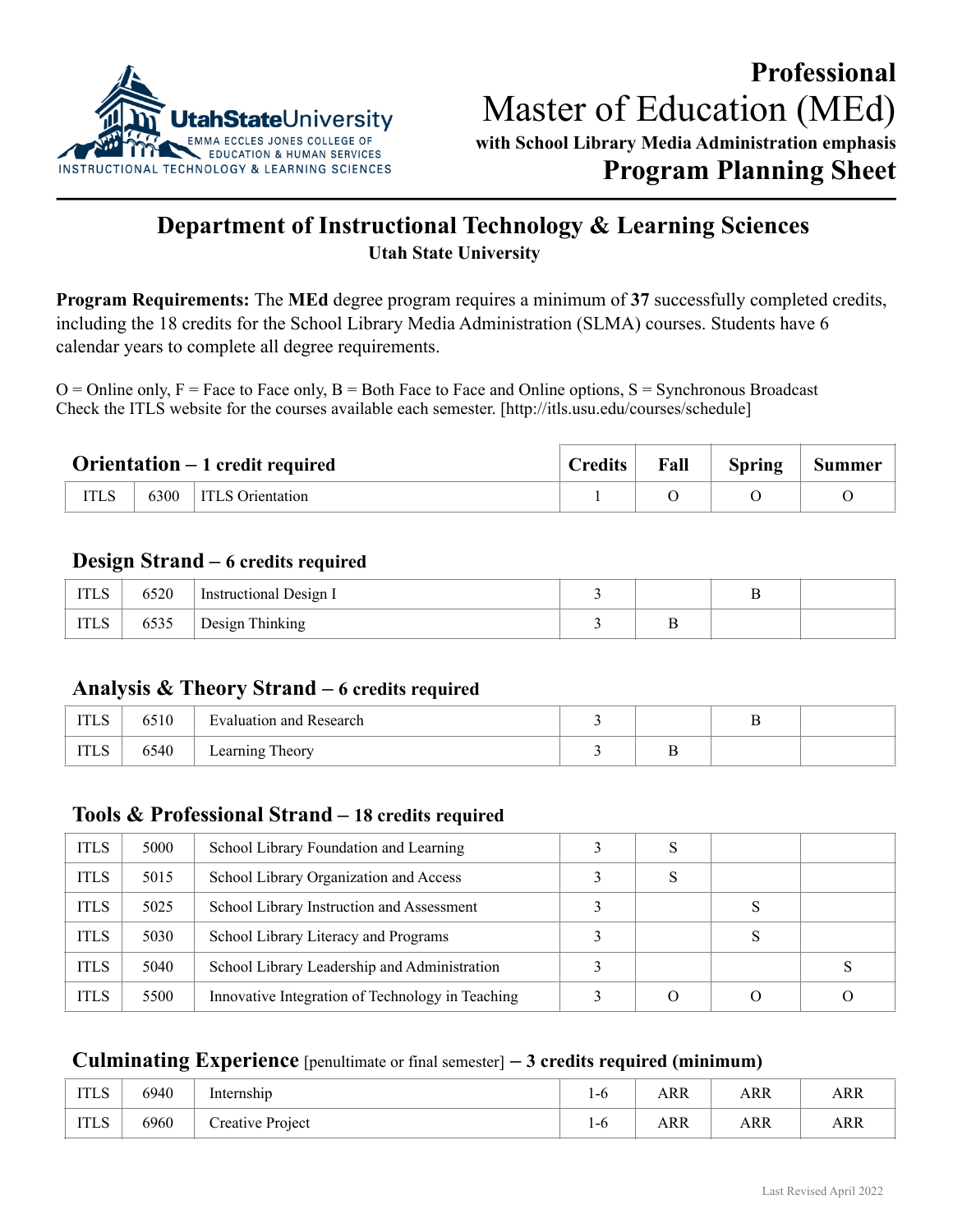UtahStateUniversity
EMMA ECCLES JONES COLLEGE OF EDUCATION & HUMAN SERVICES
INSTRUCTIONAL TECHNOLOGY & LEARNING SCIENCES

# Professional Master of Education (MEd)

**with School Library Media Administration emphasis**

## Program Planning Sheet

## Department of Instructional Technology & Learning Sciences

**Utah State University**

**Program Requirements:** The **MEd** degree program requires a minimum of **37** successfully completed credits, including the 18 credits for the School Library Media Administration (SLMA) courses. Students have 6 calendar years to complete all degree requirements.

O = Online only, F = Face to Face only, B = Both Face to Face and Online options, S = Synchronous Broadcast
Check the ITLS website for the courses available each semester. [http://itls.usu.edu/courses/schedule]

### Orientation – 1 credit required

| | | | Credits | Fall | Spring | Summer |
|---|---|---|---|---|---|---|
| ITLS | 6300 | ITLS Orientation | 1 | O | O | O |

### Design Strand – 6 credits required

| | | | Credits | Fall | Spring | Summer |
|---|---|---|---|---|---|---|
| ITLS | 6520 | Instructional Design I | 3 | | B | |
| ITLS | 6535 | Design Thinking | 3 | B | | |

### Analysis & Theory Strand – 6 credits required

| | | | Credits | Fall | Spring | Summer |
|---|---|---|---|---|---|---|
| ITLS | 6510 | Evaluation and Research | 3 | | B | |
| ITLS | 6540 | Learning Theory | 3 | B | | |

### Tools & Professional Strand – 18 credits required

| | | | Credits | Fall | Spring | Summer |
|---|---|---|---|---|---|---|
| ITLS | 5000 | School Library Foundation and Learning | 3 | S | | |
| ITLS | 5015 | School Library Organization and Access | 3 | S | | |
| ITLS | 5025 | School Library Instruction and Assessment | 3 | | S | |
| ITLS | 5030 | School Library Literacy and Programs | 3 | | S | |
| ITLS | 5040 | School Library Leadership and Administration | 3 | | | S |
| ITLS | 5500 | Innovative Integration of Technology in Teaching | 3 | O | O | O |

### Culminating Experience [penultimate or final semester] – 3 credits required (minimum)

| | | | Credits | Fall | Spring | Summer |
|---|---|---|---|---|---|---|
| ITLS | 6940 | Internship | 1-6 | ARR | ARR | ARR |
| ITLS | 6960 | Creative Project | 1-6 | ARR | ARR | ARR |

Last Revised April 2022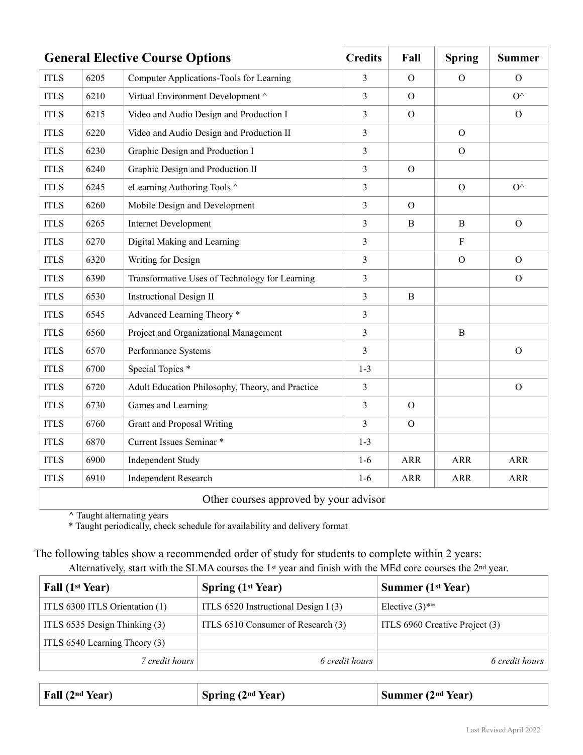| General Elective Course Options | | | Credits | Fall | Spring | Summer |
|---|---|---|---|---|---|---|
| ITLS | 6205 | Computer Applications-Tools for Learning | 3 | O | O | O |
| ITLS | 6210 | Virtual Environment Development ^ | 3 | O | | O^ |
| ITLS | 6215 | Video and Audio Design and Production I | 3 | O | | O |
| ITLS | 6220 | Video and Audio Design and Production II | 3 | | O | |
| ITLS | 6230 | Graphic Design and Production I | 3 | | O | |
| ITLS | 6240 | Graphic Design and Production II | 3 | O | | |
| ITLS | 6245 | eLearning Authoring Tools ^ | 3 | | O | O^ |
| ITLS | 6260 | Mobile Design and Development | 3 | O | | |
| ITLS | 6265 | Internet Development | 3 | B | B | O |
| ITLS | 6270 | Digital Making and Learning | 3 | | F | |
| ITLS | 6320 | Writing for Design | 3 | | O | O |
| ITLS | 6390 | Transformative Uses of Technology for Learning | 3 | | | O |
| ITLS | 6530 | Instructional Design II | 3 | B | | |
| ITLS | 6545 | Advanced Learning Theory * | 3 | | | |
| ITLS | 6560 | Project and Organizational Management | 3 | | B | |
| ITLS | 6570 | Performance Systems | 3 | | | O |
| ITLS | 6700 | Special Topics * | 1-3 | | | |
| ITLS | 6720 | Adult Education Philosophy, Theory, and Practice | 3 | | | O |
| ITLS | 6730 | Games and Learning | 3 | O | | |
| ITLS | 6760 | Grant and Proposal Writing | 3 | O | | |
| ITLS | 6870 | Current Issues Seminar * | 1-3 | | | |
| ITLS | 6900 | Independent Study | 1-6 | ARR | ARR | ARR |
| ITLS | 6910 | Independent Research | 1-6 | ARR | ARR | ARR |
| Other courses approved by your advisor | | | | | | |

^ Taught alternating years
* Taught periodically, check schedule for availability and delivery format

The following tables show a recommended order of study for students to complete within 2 years:

Alternatively, start with the SLMA courses the 1st year and finish with the MEd core courses the 2nd year.

| Fall (1st Year) | Spring (1st Year) | Summer (1st Year) |
|---|---|---|
| ITLS 6300 ITLS Orientation (1) | ITLS 6520 Instructional Design I (3) | Elective (3)** |
| ITLS 6535 Design Thinking (3) | ITLS 6510 Consumer of Research (3) | ITLS 6960 Creative Project (3) |
| ITLS 6540 Learning Theory (3) | | |
| *7 credit hours* | *6 credit hours* | *6 credit hours* |

| Fall (2nd Year) | Spring (2nd Year) | Summer (2nd Year) |
|---|---|---|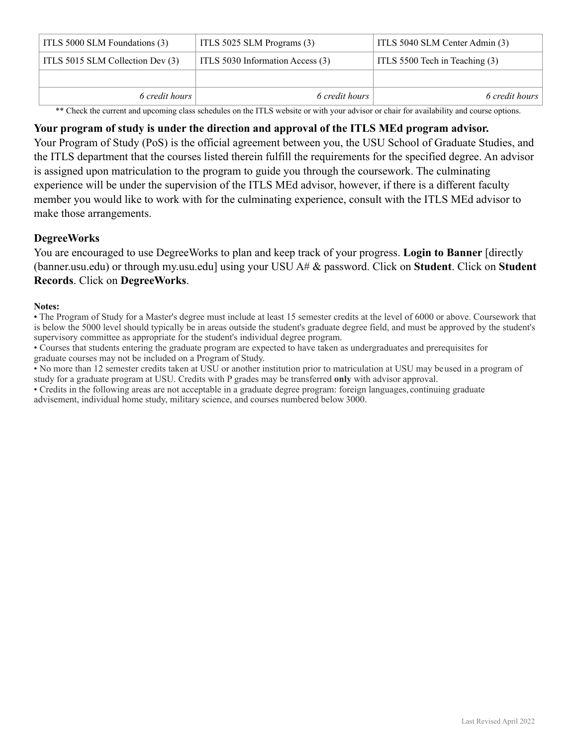| | | |
|---|---|---|
| ITLS 5000 SLM Foundations (3) | ITLS 5025 SLM Programs (3) | ITLS 5040 SLM Center Admin (3) |
| ITLS 5015 SLM Collection Dev (3) | ITLS 5030 Information Access (3) | ITLS 5500 Tech in Teaching (3) |
| | | |
| *6 credit hours* | *6 credit hours* | *6 credit hours* |

** Check the current and upcoming class schedules on the ITLS website or with your advisor or chair for availability and course options.

**Your program of study is under the direction and approval of the ITLS MEd program advisor.**
Your Program of Study (PoS) is the official agreement between you, the USU School of Graduate Studies, and the ITLS department that the courses listed therein fulfill the requirements for the specified degree. An advisor is assigned upon matriculation to the program to guide you through the coursework. The culminating experience will be under the supervision of the ITLS MEd advisor, however, if there is a different faculty member you would like to work with for the culminating experience, consult with the ITLS MEd advisor to make those arrangements.

**DegreeWorks**
You are encouraged to use DegreeWorks to plan and keep track of your progress. **Login to Banner** [directly (banner.usu.edu) or through my.usu.edu] using your USU A# & password. Click on **Student**. Click on **Student Records**. Click on **DegreeWorks**.

**Notes:**
- The Program of Study for a Master's degree must include at least 15 semester credits at the level of 6000 or above. Coursework that is below the 5000 level should typically be in areas outside the student's graduate degree field, and must be approved by the student's supervisory committee as appropriate for the student's individual degree program.
- Courses that students entering the graduate program are expected to have taken as undergraduates and prerequisites for graduate courses may not be included on a Program of Study.
- No more than 12 semester credits taken at USU or another institution prior to matriculation at USU may be used in a program of study for a graduate program at USU. Credits with P grades may be transferred **only** with advisor approval.
- Credits in the following areas are not acceptable in a graduate degree program: foreign languages, continuing graduate advisement, individual home study, military science, and courses numbered below 3000.

Last Revised April 2022